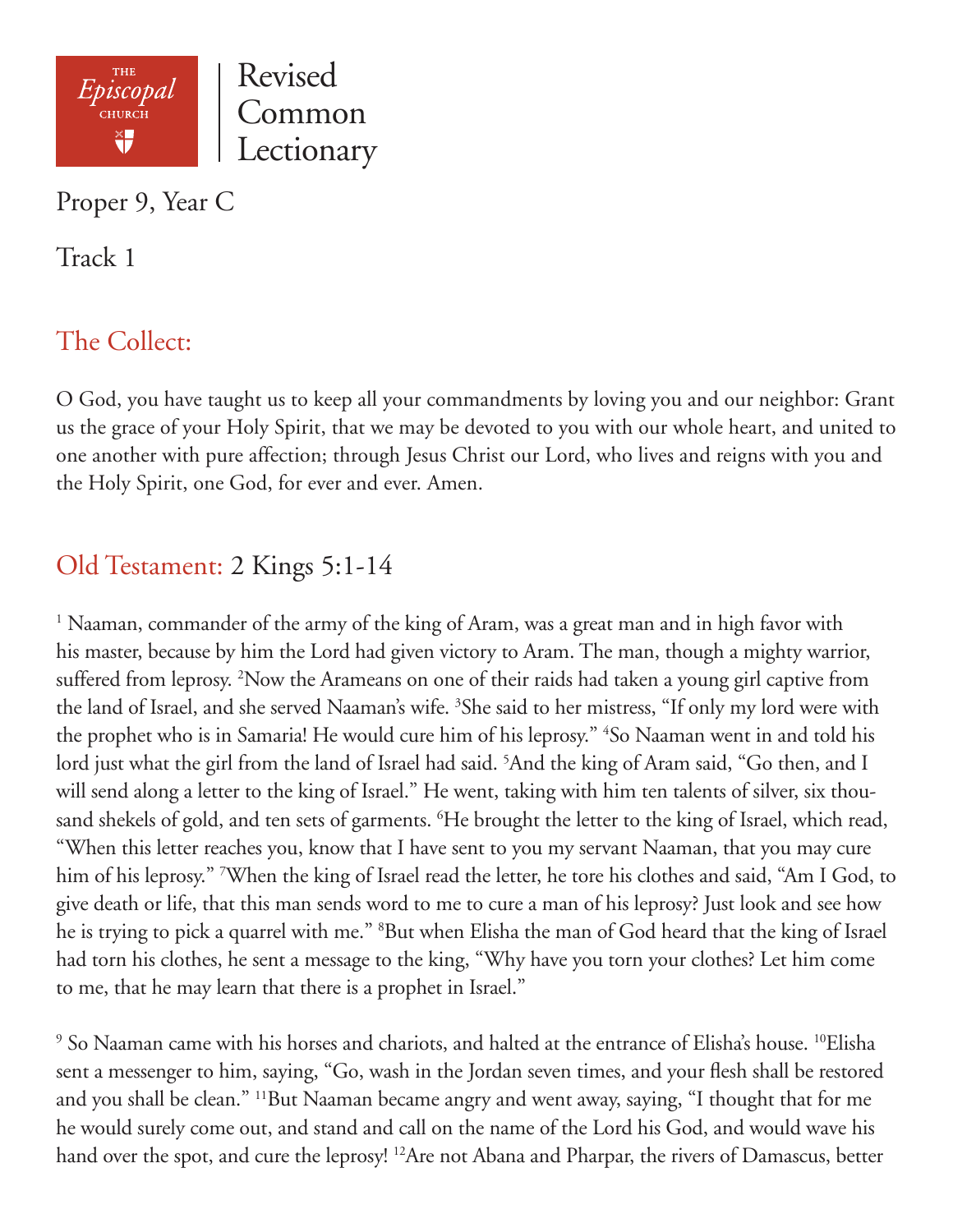# Revised Common Lectionary

Proper 9, Year C

Track 1

## The Collect:

O God, you have taught us to keep all your commandments by loving you and our neighbor: Grant us the grace of your Holy Spirit, that we may be devoted to you with our whole heart, and united to one another with pure affection; through Jesus Christ our Lord, who lives and reigns with you and the Holy Spirit, one God, for ever and ever. Amen.

## Old Testament: 2 Kings 5:1-14

[1] Naaman, commander of the army of the king of Aram, was a great man and in high favor with his master, because by him the Lord had given victory to Aram. The man, though a mighty warrior, suffered from leprosy. [2]Now the Arameans on one of their raids had taken a young girl captive from the land of Israel, and she served Naaman's wife. [3]She said to her mistress, "If only my lord were with the prophet who is in Samaria! He would cure him of his leprosy." [4]So Naaman went in and told his lord just what the girl from the land of Israel had said. [5]And the king of Aram said, "Go then, and I will send along a letter to the king of Israel." He went, taking with him ten talents of silver, six thousand shekels of gold, and ten sets of garments. [6]He brought the letter to the king of Israel, which read, "When this letter reaches you, know that I have sent to you my servant Naaman, that you may cure him of his leprosy." [7]When the king of Israel read the letter, he tore his clothes and said, "Am I God, to give death or life, that this man sends word to me to cure a man of his leprosy? Just look and see how he is trying to pick a quarrel with me." [8]But when Elisha the man of God heard that the king of Israel had torn his clothes, he sent a message to the king, "Why have you torn your clothes? Let him come to me, that he may learn that there is a prophet in Israel."

[9] So Naaman came with his horses and chariots, and halted at the entrance of Elisha's house. [10]Elisha sent a messenger to him, saying, "Go, wash in the Jordan seven times, and your flesh shall be restored and you shall be clean." [11]But Naaman became angry and went away, saying, "I thought that for me he would surely come out, and stand and call on the name of the Lord his God, and would wave his hand over the spot, and cure the leprosy! [12]Are not Abana and Pharpar, the rivers of Damascus, better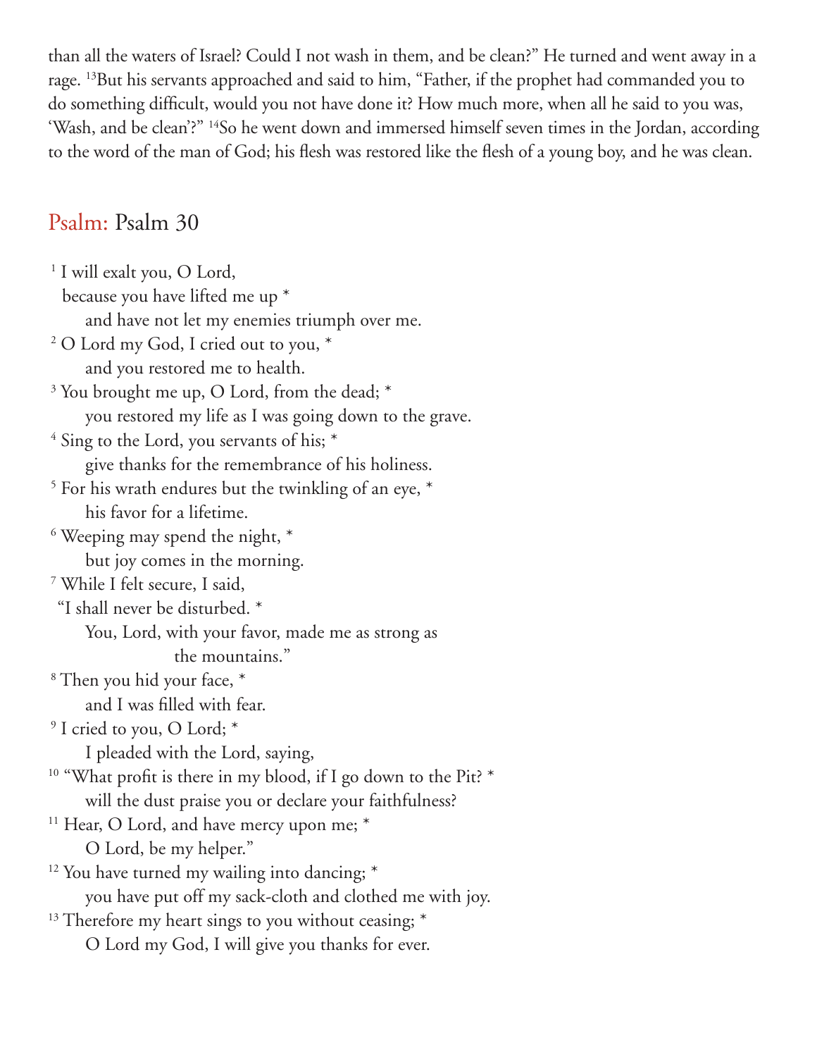than all the waters of Israel? Could I not wash in them, and be clean?" He turned and went away in a rage. [13]But his servants approached and said to him, "Father, if the prophet had commanded you to do something difficult, would you not have done it? How much more, when all he said to you was, 'Wash, and be clean'?" [14]So he went down and immersed himself seven times in the Jordan, according to the word of the man of God; his flesh was restored like the flesh of a young boy, and he was clean.

## Psalm: Psalm 30

[1] I will exalt you, O Lord,
because you have lifted me up *
and have not let my enemies triumph over me.
[2] O Lord my God, I cried out to you, *
and you restored me to health.
[3] You brought me up, O Lord, from the dead; *
you restored my life as I was going down to the grave.
[4] Sing to the Lord, you servants of his; *
give thanks for the remembrance of his holiness.
[5] For his wrath endures but the twinkling of an eye, *
his favor for a lifetime.
[6] Weeping may spend the night, *
but joy comes in the morning.
[7] While I felt secure, I said,
"I shall never be disturbed. *
You, Lord, with your favor, made me as strong as
the mountains."
[8] Then you hid your face, *
and I was filled with fear.
[9] I cried to you, O Lord; *
I pleaded with the Lord, saying,
[10] "What profit is there in my blood, if I go down to the Pit? *
will the dust praise you or declare your faithfulness?
[11] Hear, O Lord, and have mercy upon me; *
O Lord, be my helper."
[12] You have turned my wailing into dancing; *
you have put off my sack-cloth and clothed me with joy.
[13] Therefore my heart sings to you without ceasing; *
O Lord my God, I will give you thanks for ever.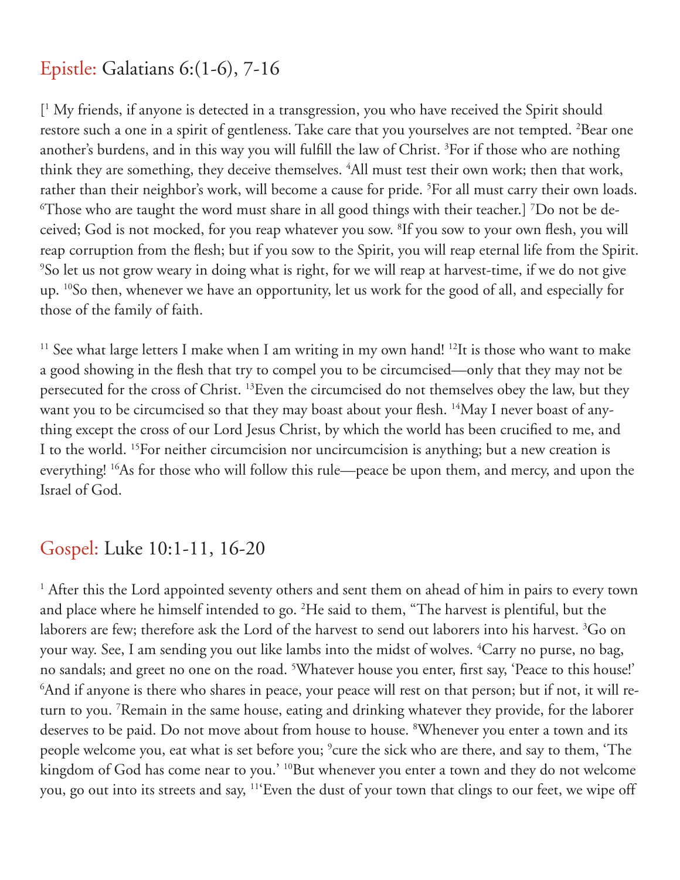## Epistle: Galatians 6:(1-6), 7-16

[[1] My friends, if anyone is detected in a transgression, you who have received the Spirit should restore such a one in a spirit of gentleness. Take care that you yourselves are not tempted. [2]Bear one another's burdens, and in this way you will fulfill the law of Christ. [3]For if those who are nothing think they are something, they deceive themselves. [4]All must test their own work; then that work, rather than their neighbor's work, will become a cause for pride. [5]For all must carry their own loads. [6]Those who are taught the word must share in all good things with their teacher.] [7]Do not be deceived; God is not mocked, for you reap whatever you sow. [8]If you sow to your own flesh, you will reap corruption from the flesh; but if you sow to the Spirit, you will reap eternal life from the Spirit. [9]So let us not grow weary in doing what is right, for we will reap at harvest-time, if we do not give up. [10]So then, whenever we have an opportunity, let us work for the good of all, and especially for those of the family of faith.

[11] See what large letters I make when I am writing in my own hand! [12]It is those who want to make a good showing in the flesh that try to compel you to be circumcised—only that they may not be persecuted for the cross of Christ. [13]Even the circumcised do not themselves obey the law, but they want you to be circumcised so that they may boast about your flesh. [14]May I never boast of anything except the cross of our Lord Jesus Christ, by which the world has been crucified to me, and I to the world. [15]For neither circumcision nor uncircumcision is anything; but a new creation is everything! [16]As for those who will follow this rule—peace be upon them, and mercy, and upon the Israel of God.

## Gospel: Luke 10:1-11, 16-20

[1] After this the Lord appointed seventy others and sent them on ahead of him in pairs to every town and place where he himself intended to go. [2]He said to them, "The harvest is plentiful, but the laborers are few; therefore ask the Lord of the harvest to send out laborers into his harvest. [3]Go on your way. See, I am sending you out like lambs into the midst of wolves. [4]Carry no purse, no bag, no sandals; and greet no one on the road. [5]Whatever house you enter, first say, 'Peace to this house!' [6]And if anyone is there who shares in peace, your peace will rest on that person; but if not, it will return to you. [7]Remain in the same house, eating and drinking whatever they provide, for the laborer deserves to be paid. Do not move about from house to house. [8]Whenever you enter a town and its people welcome you, eat what is set before you; [9]cure the sick who are there, and say to them, 'The kingdom of God has come near to you.' [10]But whenever you enter a town and they do not welcome you, go out into its streets and say, [11]'Even the dust of your town that clings to our feet, we wipe off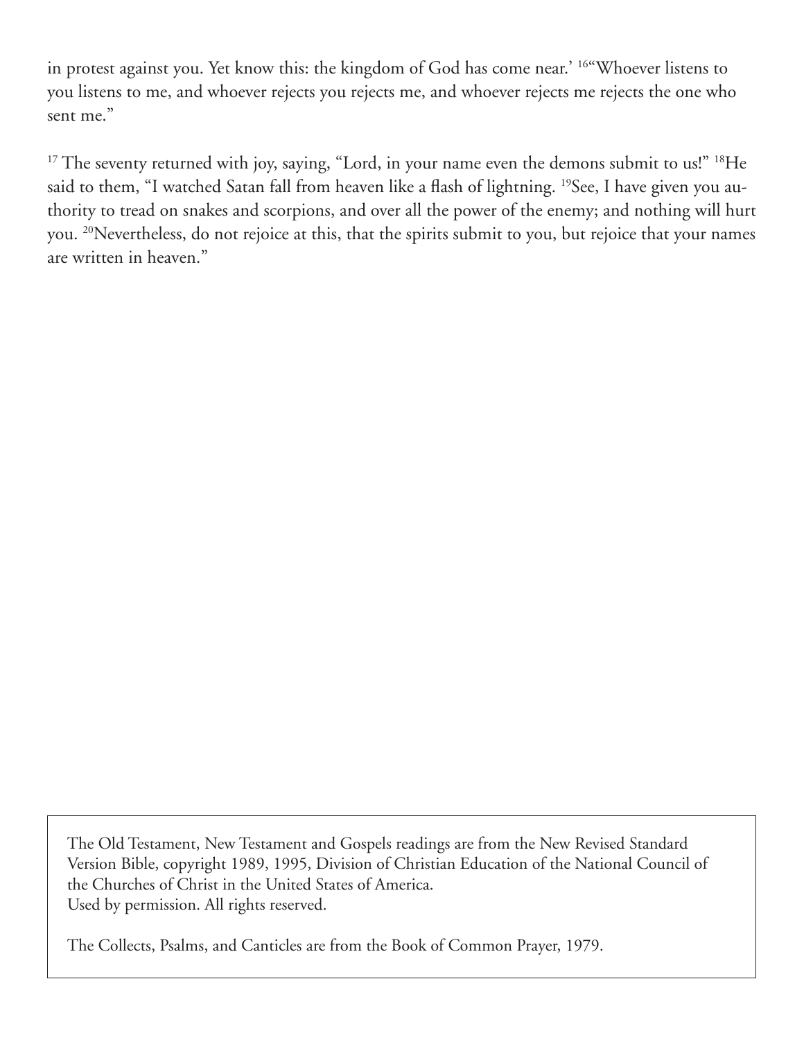in protest against you. Yet know this: the kingdom of God has come near.' [16]"Whoever listens to you listens to me, and whoever rejects you rejects me, and whoever rejects me rejects the one who sent me."

[17] The seventy returned with joy, saying, "Lord, in your name even the demons submit to us!" [18]He said to them, "I watched Satan fall from heaven like a flash of lightning. [19]See, I have given you authority to tread on snakes and scorpions, and over all the power of the enemy; and nothing will hurt you. [20]Nevertheless, do not rejoice at this, that the spirits submit to you, but rejoice that your names are written in heaven."

The Old Testament, New Testament and Gospels readings are from the New Revised Standard Version Bible, copyright 1989, 1995, Division of Christian Education of the National Council of the Churches of Christ in the United States of America.
Used by permission. All rights reserved.

The Collects, Psalms, and Canticles are from the Book of Common Prayer, 1979.